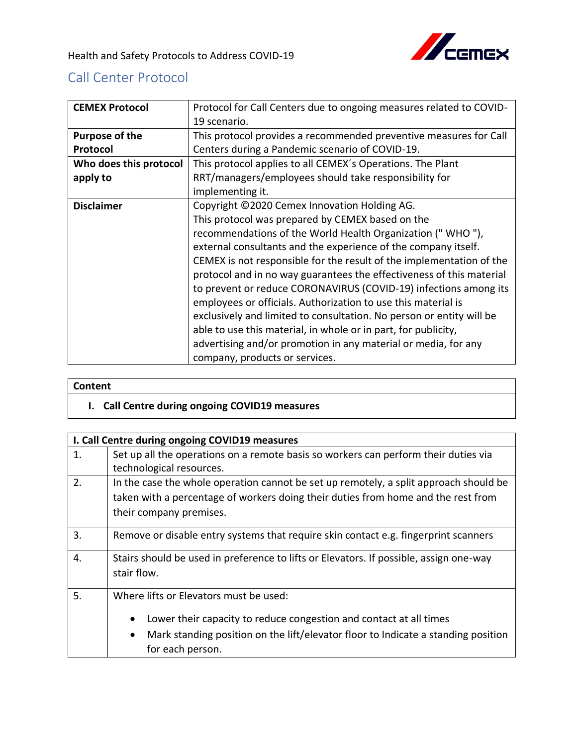Health and Safety Protocols to Address COVID-19

## Call Center Protocol

| | |
|---|---|
| **CEMEX Protocol** | Protocol for Call Centers due to ongoing measures related to COVID-19 scenario. |
| **Purpose of the Protocol** | This protocol provides a recommended preventive measures for Call Centers during a Pandemic scenario of COVID-19. |
| **Who does this protocol apply to** | This protocol applies to all CEMEX´s Operations. The Plant RRT/managers/employees should take responsibility for implementing it. |
| **Disclaimer** | Copyright ©2020 Cemex Innovation Holding AG. This protocol was prepared by CEMEX based on the recommendations of the World Health Organization (" WHO "), external consultants and the experience of the company itself. CEMEX is not responsible for the result of the implementation of the protocol and in no way guarantees the effectiveness of this material to prevent or reduce CORONAVIRUS (COVID-19) infections among its employees or officials. Authorization to use this material is exclusively and limited to consultation. No person or entity will be able to use this material, in whole or in part, for publicity, advertising and/or promotion in any material or media, for any company, products or services. |

| **Content** |
|---|
| **I. Call Centre during ongoing COVID19 measures** |

| **I. Call Centre during ongoing COVID19 measures** | |
|---|---|
| 1. | Set up all the operations on a remote basis so workers can perform their duties via technological resources. |
| 2. | In the case the whole operation cannot be set up remotely, a split approach should be taken with a percentage of workers doing their duties from home and the rest from their company premises. |
| 3. | Remove or disable entry systems that require skin contact e.g. fingerprint scanners |
| 4. | Stairs should be used in preference to lifts or Elevators. If possible, assign one-way stair flow. |
| 5. | Where lifts or Elevators must be used:<br>• Lower their capacity to reduce congestion and contact at all times<br>• Mark standing position on the lift/elevator floor to Indicate a standing position for each person. |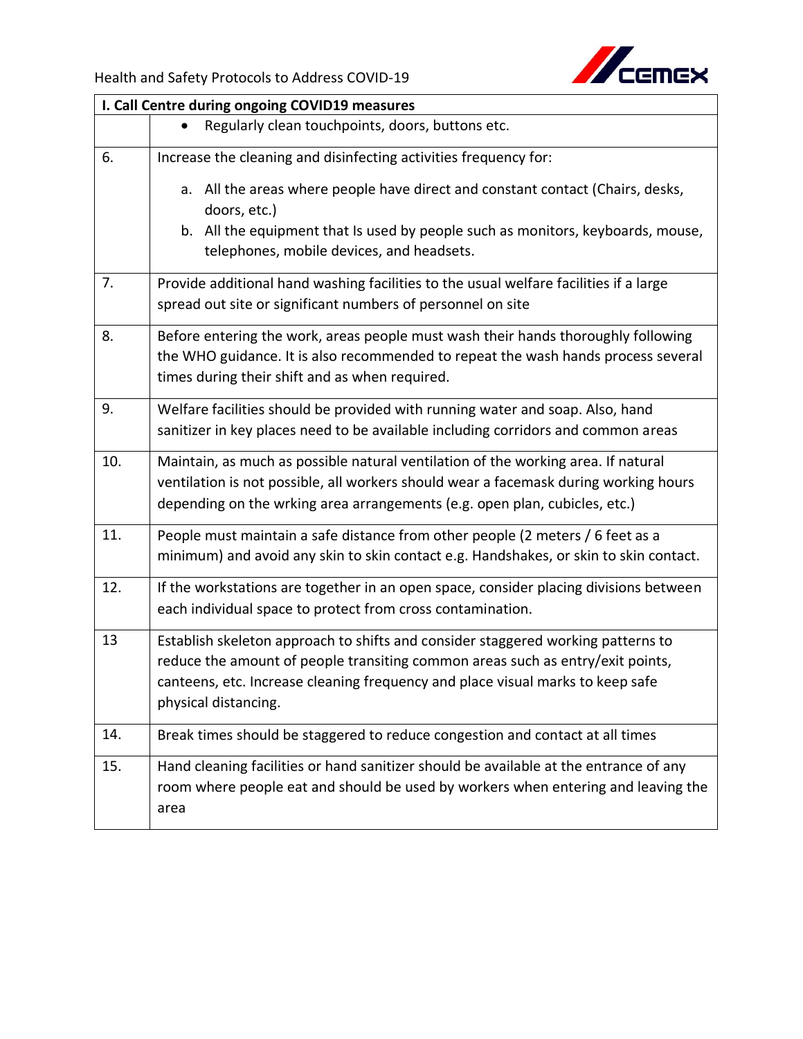| I. Call Centre during ongoing COVID19 measures | |
|---|---|
| | • Regularly clean touchpoints, doors, buttons etc. |
| 6. | Increase the cleaning and disinfecting activities frequency for:<br><br>a. All the areas where people have direct and constant contact (Chairs, desks, doors, etc.)<br>b. All the equipment that Is used by people such as monitors, keyboards, mouse, telephones, mobile devices, and headsets. |
| 7. | Provide additional hand washing facilities to the usual welfare facilities if a large spread out site or significant numbers of personnel on site |
| 8. | Before entering the work, areas people must wash their hands thoroughly following the WHO guidance. It is also recommended to repeat the wash hands process several times during their shift and as when required. |
| 9. | Welfare facilities should be provided with running water and soap. Also, hand sanitizer in key places need to be available including corridors and common areas |
| 10. | Maintain, as much as possible natural ventilation of the working area. If natural ventilation is not possible, all workers should wear a facemask during working hours depending on the wrking area arrangements (e.g. open plan, cubicles, etc.) |
| 11. | People must maintain a safe distance from other people (2 meters / 6 feet as a minimum) and avoid any skin to skin contact e.g. Handshakes, or skin to skin contact. |
| 12. | If the workstations are together in an open space, consider placing divisions between each individual space to protect from cross contamination. |
| 13 | Establish skeleton approach to shifts and consider staggered working patterns to reduce the amount of people transiting common areas such as entry/exit points, canteens, etc. Increase cleaning frequency and place visual marks to keep safe physical distancing. |
| 14. | Break times should be staggered to reduce congestion and contact at all times |
| 15. | Hand cleaning facilities or hand sanitizer should be available at the entrance of any room where people eat and should be used by workers when entering and leaving the area |